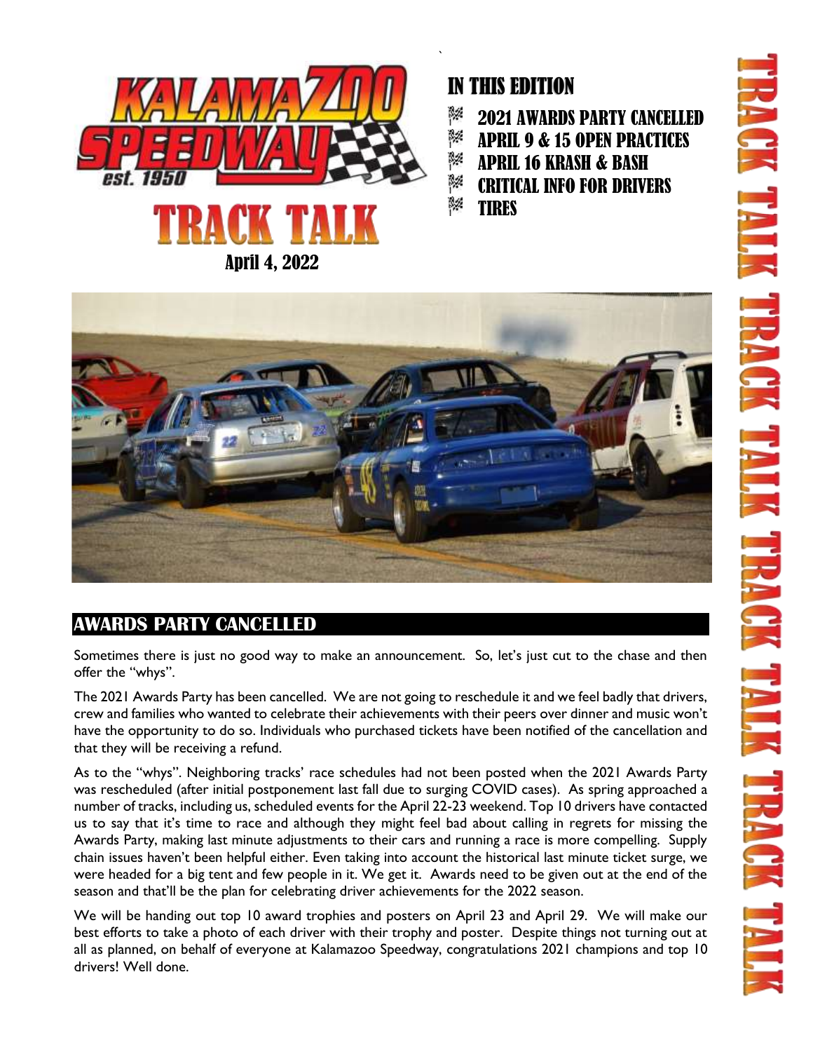# TRACK TALK

April 4, 2022

## IN THIS EDITION

- 2021 AWARDS PARTY CANCELLED
- APRIL 9 & 15 OPEN PRACTICES
- APRIL 16 KRASH & BASH
- CRITICAL INFO FOR DRIVERS
- TIRES

## AWARDS PARTY CANCELLED

Sometimes there is just no good way to make an announcement. So, let's just cut to the chase and then offer the "whys".

The 2021 Awards Party has been cancelled. We are not going to reschedule it and we feel badly that drivers, crew and families who wanted to celebrate their achievements with their peers over dinner and music won't have the opportunity to do so. Individuals who purchased tickets have been notified of the cancellation and that they will be receiving a refund.

As to the "whys". Neighboring tracks' race schedules had not been posted when the 2021 Awards Party was rescheduled (after initial postponement last fall due to surging COVID cases). As spring approached a number of tracks, including us, scheduled events for the April 22-23 weekend. Top 10 drivers have contacted us to say that it's time to race and although they might feel bad about calling in regrets for missing the Awards Party, making last minute adjustments to their cars and running a race is more compelling. Supply chain issues haven't been helpful either. Even taking into account the historical last minute ticket surge, we were headed for a big tent and few people in it. We get it. Awards need to be given out at the end of the season and that'll be the plan for celebrating driver achievements for the 2022 season.

We will be handing out top 10 award trophies and posters on April 23 and April 29. We will make our best efforts to take a photo of each driver with their trophy and poster. Despite things not turning out at all as planned, on behalf of everyone at Kalamazoo Speedway, congratulations 2021 champions and top 10 drivers! Well done.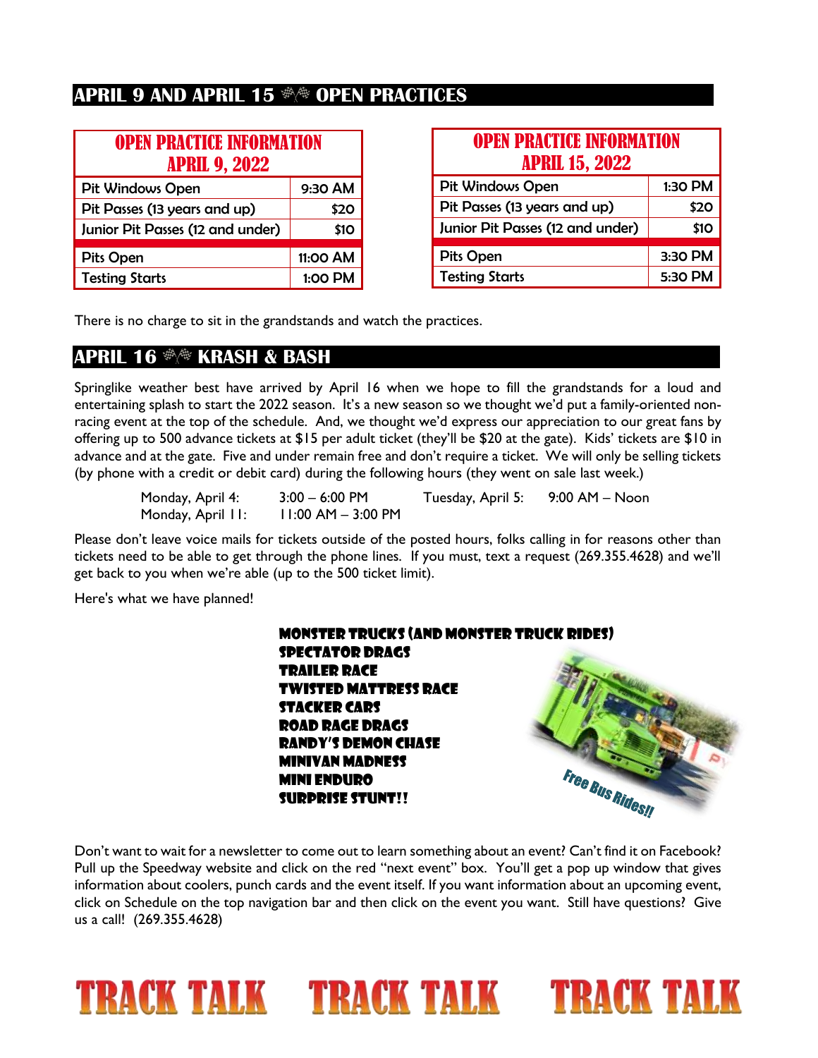## APRIL 9 AND APRIL 15 🏁 OPEN PRACTICES

| OPEN PRACTICE INFORMATION APRIL 9, 2022 | |
|---|---|
| Pit Windows Open | 9:30 AM |
| Pit Passes (13 years and up) | $20 |
| Junior Pit Passes (12 and under) | $10 |
| Pits Open | 11:00 AM |
| Testing Starts | 1:00 PM |

| OPEN PRACTICE INFORMATION APRIL 15, 2022 | |
|---|---|
| Pit Windows Open | 1:30 PM |
| Pit Passes (13 years and up) | $20 |
| Junior Pit Passes (12 and under) | $10 |
| Pits Open | 3:30 PM |
| Testing Starts | 5:30 PM |

There is no charge to sit in the grandstands and watch the practices.

## APRIL 16 🏁 KRASH & BASH

Springlike weather best have arrived by April 16 when we hope to fill the grandstands for a loud and entertaining splash to start the 2022 season. It's a new season so we thought we'd put a family-oriented non-racing event at the top of the schedule. And, we thought we'd express our appreciation to our great fans by offering up to 500 advance tickets at $15 per adult ticket (they'll be $20 at the gate). Kids' tickets are $10 in advance and at the gate. Five and under remain free and don't require a ticket. We will only be selling tickets (by phone with a credit or debit card) during the following hours (they went on sale last week.)

| | | | |
|---|---|---|---|
| Monday, April 4: | 3:00 – 6:00 PM | Tuesday, April 5: | 9:00 AM – Noon |
| Monday, April 11: | 11:00 AM – 3:00 PM | | |

Please don't leave voice mails for tickets outside of the posted hours, folks calling in for reasons other than tickets need to be able to get through the phone lines. If you must, text a request (269.355.4628) and we'll get back to you when we're able (up to the 500 ticket limit).

Here's what we have planned!

**MONSTER TRUCKS (AND MONSTER TRUCK RIDES)**
**SPECTATOR DRAGS**
**TRAILER RACE**
**TWISTED MATTRESS RACE**
**STACKER CARS**
**ROAD RAGE DRAGS**
**RANDY'S DEMON CHASE**
**MINIVAN MADNESS**
**MINI ENDURO**
**SURPRISE STUNT!!**

*Free Bus Rides!!*

Don't want to wait for a newsletter to come out to learn something about an event? Can't find it on Facebook? Pull up the Speedway website and click on the red "next event" box. You'll get a pop up window that gives information about coolers, punch cards and the event itself. If you want information about an upcoming event, click on Schedule on the top navigation bar and then click on the event you want. Still have questions? Give us a call! (269.355.4628)

TRACK TALK TRACK TALK TRACK TALK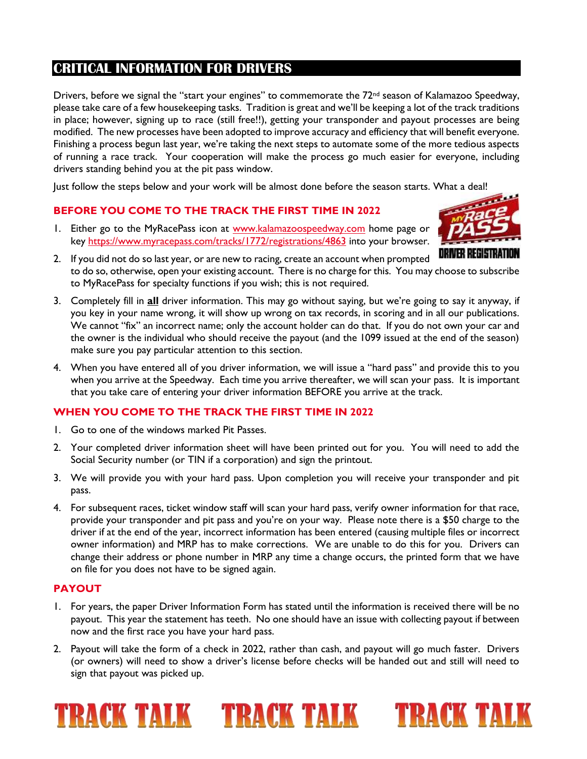# CRITICAL INFORMATION FOR DRIVERS

Drivers, before we signal the "start your engines" to commemorate the 72nd season of Kalamazoo Speedway, please take care of a few housekeeping tasks. Tradition is great and we'll be keeping a lot of the track traditions in place; however, signing up to race (still free!!), getting your transponder and payout processes are being modified. The new processes have been adopted to improve accuracy and efficiency that will benefit everyone. Finishing a process begun last year, we're taking the next steps to automate some of the more tedious aspects of running a race track. Your cooperation will make the process go much easier for everyone, including drivers standing behind you at the pit pass window.

Just follow the steps below and your work will be almost done before the season starts. What a deal!

## BEFORE YOU COME TO THE TRACK THE FIRST TIME IN 2022

1. Either go to the MyRacePass icon at www.kalamazoospeedway.com home page or key https://www.myracepass.com/tracks/1772/registrations/4863 into your browser.
2. If you did not do so last year, or are new to racing, create an account when prompted to do so, otherwise, open your existing account. There is no charge for this. You may choose to subscribe to MyRacePass for specialty functions if you wish; this is not required.
3. Completely fill in **all** driver information. This may go without saying, but we're going to say it anyway, if you key in your name wrong, it will show up wrong on tax records, in scoring and in all our publications. We cannot "fix" an incorrect name; only the account holder can do that. If you do not own your car and the owner is the individual who should receive the payout (and the 1099 issued at the end of the season) make sure you pay particular attention to this section.
4. When you have entered all of you driver information, we will issue a "hard pass" and provide this to you when you arrive at the Speedway. Each time you arrive thereafter, we will scan your pass. It is important that you take care of entering your driver information BEFORE you arrive at the track.

## WHEN YOU COME TO THE TRACK THE FIRST TIME IN 2022

1. Go to one of the windows marked Pit Passes.
2. Your completed driver information sheet will have been printed out for you. You will need to add the Social Security number (or TIN if a corporation) and sign the printout.
3. We will provide you with your hard pass. Upon completion you will receive your transponder and pit pass.
4. For subsequent races, ticket window staff will scan your hard pass, verify owner information for that race, provide your transponder and pit pass and you're on your way. Please note there is a $50 charge to the driver if at the end of the year, incorrect information has been entered (causing multiple files or incorrect owner information) and MRP has to make corrections. We are unable to do this for you. Drivers can change their address or phone number in MRP any time a change occurs, the printed form that we have on file for you does not have to be signed again.

## PAYOUT

1. For years, the paper Driver Information Form has stated until the information is received there will be no payout. This year the statement has teeth. No one should have an issue with collecting payout if between now and the first race you have your hard pass.
2. Payout will take the form of a check in 2022, rather than cash, and payout will go much faster. Drivers (or owners) will need to show a driver's license before checks will be handed out and still will need to sign that payout was picked up.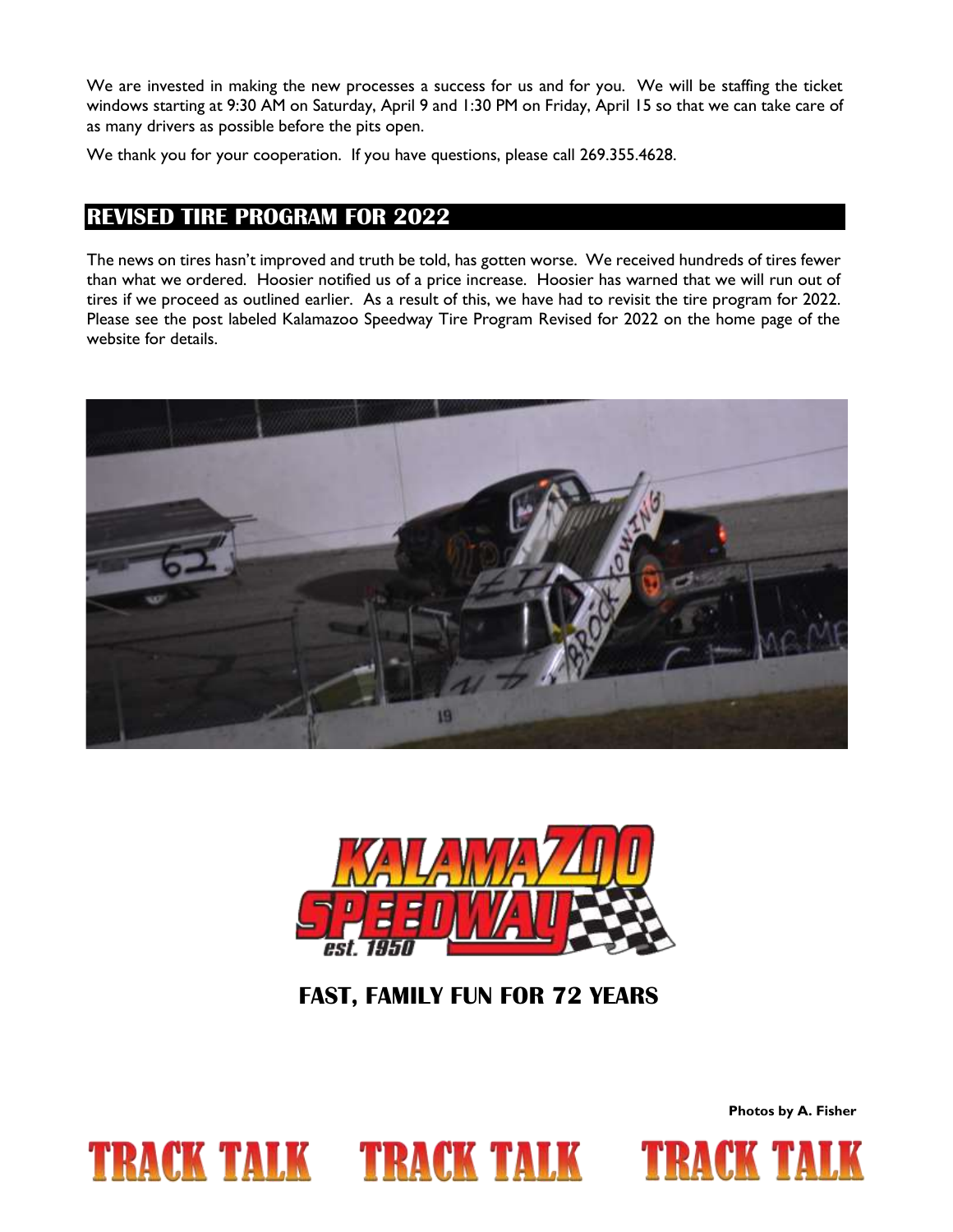We are invested in making the new processes a success for us and for you. We will be staffing the ticket windows starting at 9:30 AM on Saturday, April 9 and 1:30 PM on Friday, April 15 so that we can take care of as many drivers as possible before the pits open.

We thank you for your cooperation. If you have questions, please call 269.355.4628.

## REVISED TIRE PROGRAM FOR 2022

The news on tires hasn't improved and truth be told, has gotten worse. We received hundreds of tires fewer than what we ordered. Hoosier notified us of a price increase. Hoosier has warned that we will run out of tires if we proceed as outlined earlier. As a result of this, we have had to revisit the tire program for 2022. Please see the post labeled Kalamazoo Speedway Tire Program Revised for 2022 on the home page of the website for details.

**FAST, FAMILY FUN FOR 72 YEARS**

**Photos by A. Fisher**

TRACK TALK TRACK TALK TRACK TALK